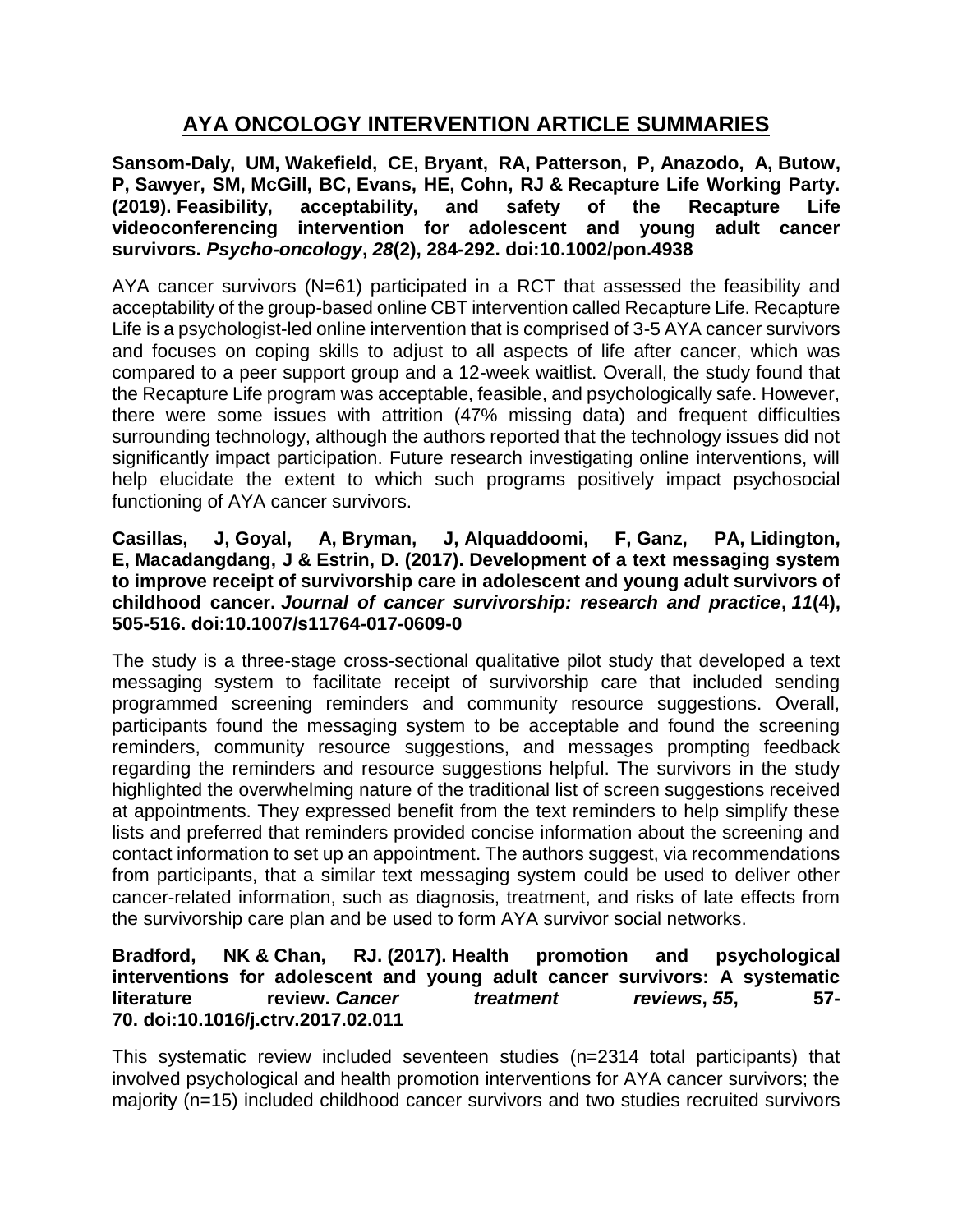# AYA ONCOLOGY INTERVENTION ARTICLE SUMMARIES

**Sansom-Daly, UM, Wakefield, CE, Bryant, RA, Patterson, P, Anazodo, A, Butow, P, Sawyer, SM, McGill, BC, Evans, HE, Cohn, RJ & Recapture Life Working Party. (2019). Feasibility, acceptability, and safety of the Recapture Life videoconferencing intervention for adolescent and young adult cancer survivors. *Psycho-oncology*, *28*(2), 284-292. doi:10.1002/pon.4938**

AYA cancer survivors (N=61) participated in a RCT that assessed the feasibility and acceptability of the group-based online CBT intervention called Recapture Life. Recapture Life is a psychologist-led online intervention that is comprised of 3-5 AYA cancer survivors and focuses on coping skills to adjust to all aspects of life after cancer, which was compared to a peer support group and a 12-week waitlist. Overall, the study found that the Recapture Life program was acceptable, feasible, and psychologically safe. However, there were some issues with attrition (47% missing data) and frequent difficulties surrounding technology, although the authors reported that the technology issues did not significantly impact participation. Future research investigating online interventions, will help elucidate the extent to which such programs positively impact psychosocial functioning of AYA cancer survivors.

**Casillas, J, Goyal, A, Bryman, J, Alquaddoomi, F, Ganz, PA, Lidington, E, Macadangdang, J & Estrin, D. (2017). Development of a text messaging system to improve receipt of survivorship care in adolescent and young adult survivors of childhood cancer. *Journal of cancer survivorship: research and practice*, *11*(4), 505-516. doi:10.1007/s11764-017-0609-0**

The study is a three-stage cross-sectional qualitative pilot study that developed a text messaging system to facilitate receipt of survivorship care that included sending programmed screening reminders and community resource suggestions. Overall, participants found the messaging system to be acceptable and found the screening reminders, community resource suggestions, and messages prompting feedback regarding the reminders and resource suggestions helpful. The survivors in the study highlighted the overwhelming nature of the traditional list of screen suggestions received at appointments. They expressed benefit from the text reminders to help simplify these lists and preferred that reminders provided concise information about the screening and contact information to set up an appointment. The authors suggest, via recommendations from participants, that a similar text messaging system could be used to deliver other cancer-related information, such as diagnosis, treatment, and risks of late effects from the survivorship care plan and be used to form AYA survivor social networks.

**Bradford, NK & Chan, RJ. (2017). Health promotion and psychological interventions for adolescent and young adult cancer survivors: A systematic literature review. *Cancer treatment reviews*, *55*, 57-70. doi:10.1016/j.ctrv.2017.02.011**

This systematic review included seventeen studies (n=2314 total participants) that involved psychological and health promotion interventions for AYA cancer survivors; the majority (n=15) included childhood cancer survivors and two studies recruited survivors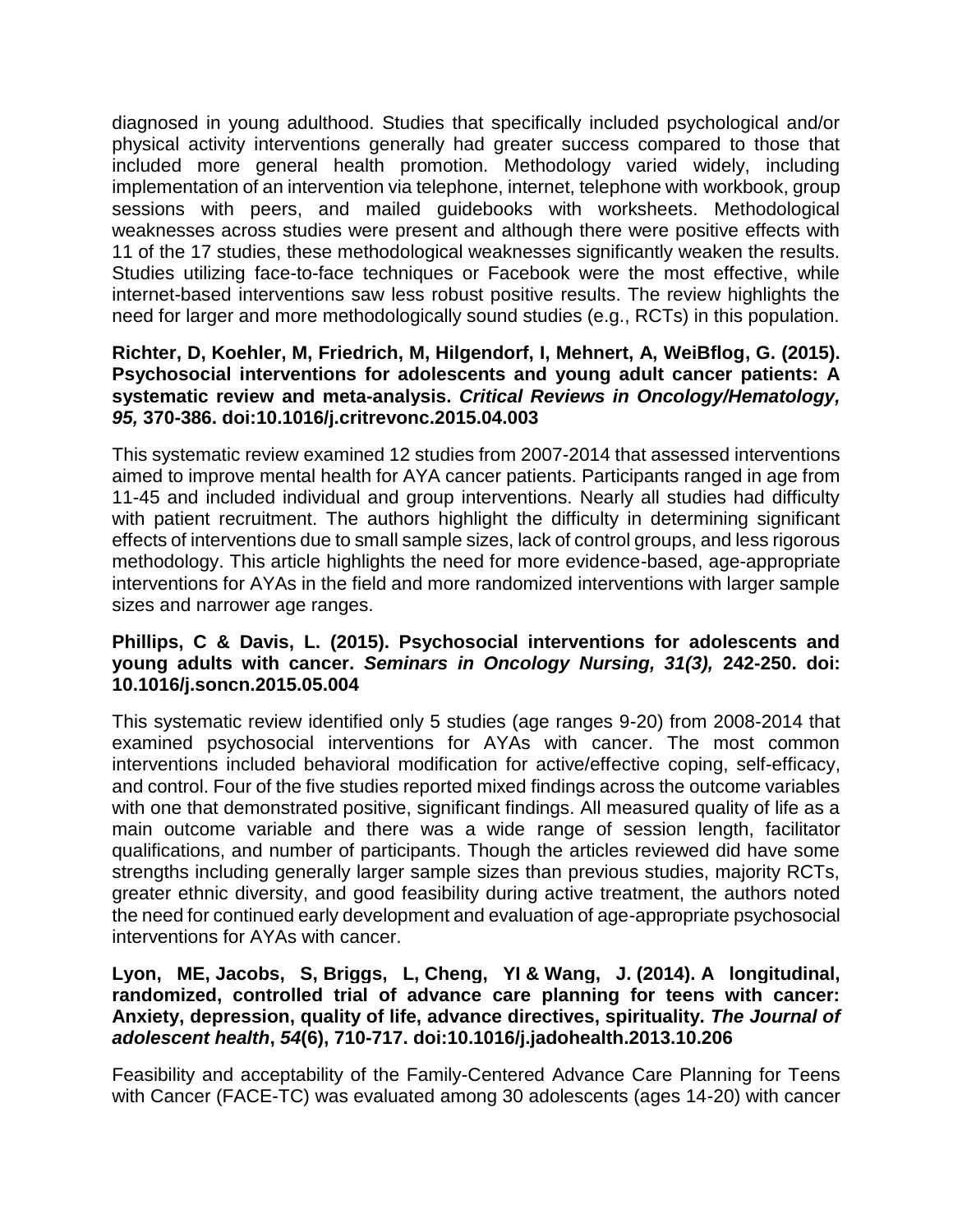diagnosed in young adulthood. Studies that specifically included psychological and/or physical activity interventions generally had greater success compared to those that included more general health promotion. Methodology varied widely, including implementation of an intervention via telephone, internet, telephone with workbook, group sessions with peers, and mailed guidebooks with worksheets. Methodological weaknesses across studies were present and although there were positive effects with 11 of the 17 studies, these methodological weaknesses significantly weaken the results. Studies utilizing face-to-face techniques or Facebook were the most effective, while internet-based interventions saw less robust positive results. The review highlights the need for larger and more methodologically sound studies (e.g., RCTs) in this population.

**Richter, D, Koehler, M, Friedrich, M, Hilgendorf, I, Mehnert, A, WeiBflog, G. (2015). Psychosocial interventions for adolescents and young adult cancer patients: A systematic review and meta-analysis. *Critical Reviews in Oncology/Hematology, 95,* 370-386. doi:10.1016/j.critrevonc.2015.04.003**

This systematic review examined 12 studies from 2007-2014 that assessed interventions aimed to improve mental health for AYA cancer patients. Participants ranged in age from 11-45 and included individual and group interventions. Nearly all studies had difficulty with patient recruitment. The authors highlight the difficulty in determining significant effects of interventions due to small sample sizes, lack of control groups, and less rigorous methodology. This article highlights the need for more evidence-based, age-appropriate interventions for AYAs in the field and more randomized interventions with larger sample sizes and narrower age ranges.

**Phillips, C & Davis, L. (2015). Psychosocial interventions for adolescents and young adults with cancer. *Seminars in Oncology Nursing, 31(3),* 242-250. doi: 10.1016/j.soncn.2015.05.004**

This systematic review identified only 5 studies (age ranges 9-20) from 2008-2014 that examined psychosocial interventions for AYAs with cancer. The most common interventions included behavioral modification for active/effective coping, self-efficacy, and control. Four of the five studies reported mixed findings across the outcome variables with one that demonstrated positive, significant findings. All measured quality of life as a main outcome variable and there was a wide range of session length, facilitator qualifications, and number of participants. Though the articles reviewed did have some strengths including generally larger sample sizes than previous studies, majority RCTs, greater ethnic diversity, and good feasibility during active treatment, the authors noted the need for continued early development and evaluation of age-appropriate psychosocial interventions for AYAs with cancer.

**Lyon, ME, Jacobs, S, Briggs, L, Cheng, YI & Wang, J. (2014). A longitudinal, randomized, controlled trial of advance care planning for teens with cancer: Anxiety, depression, quality of life, advance directives, spirituality. *The Journal of adolescent health*, *54*(6), 710-717. doi:10.1016/j.jadohealth.2013.10.206**

Feasibility and acceptability of the Family-Centered Advance Care Planning for Teens with Cancer (FACE-TC) was evaluated among 30 adolescents (ages 14-20) with cancer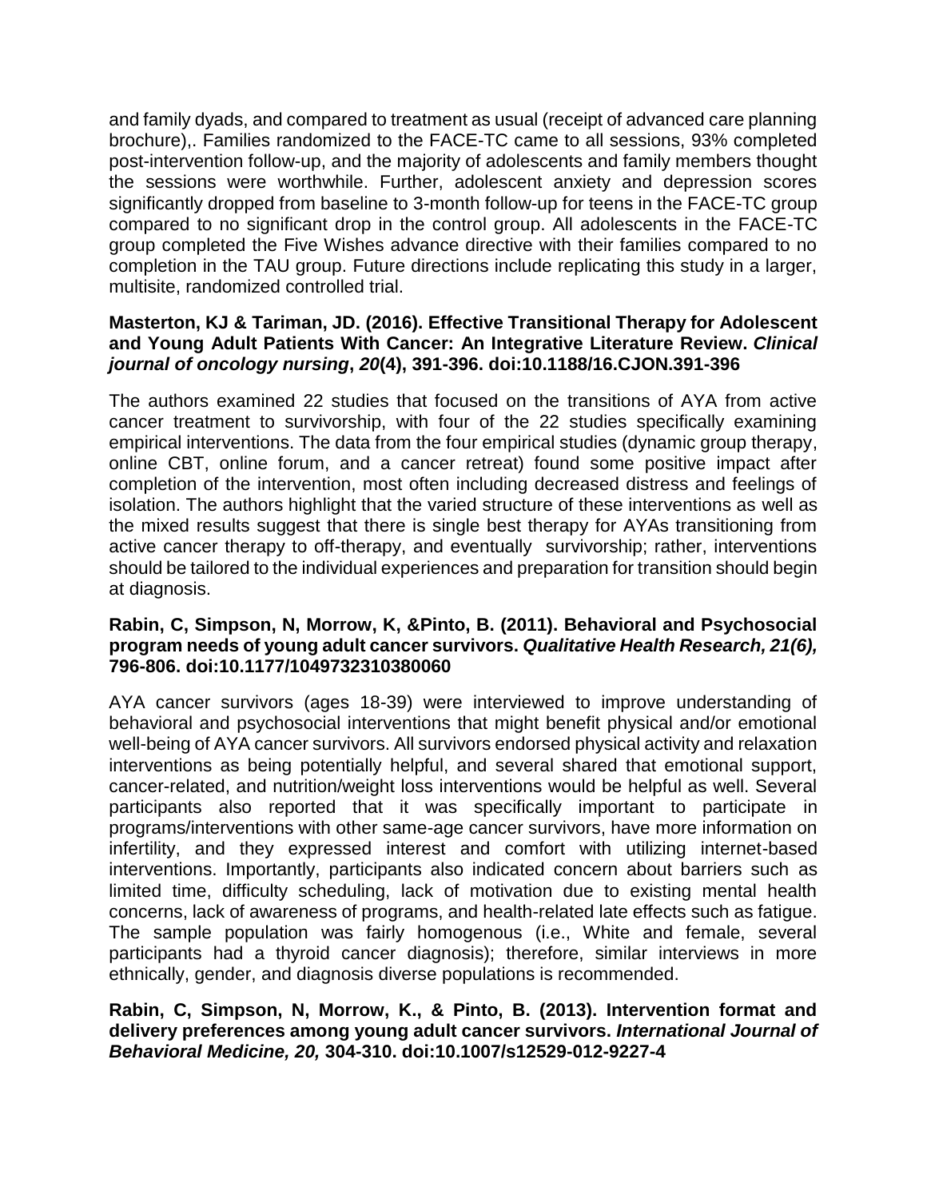and family dyads, and compared to treatment as usual (receipt of advanced care planning brochure),. Families randomized to the FACE-TC came to all sessions, 93% completed post-intervention follow-up, and the majority of adolescents and family members thought the sessions were worthwhile. Further, adolescent anxiety and depression scores significantly dropped from baseline to 3-month follow-up for teens in the FACE-TC group compared to no significant drop in the control group. All adolescents in the FACE-TC group completed the Five Wishes advance directive with their families compared to no completion in the TAU group. Future directions include replicating this study in a larger, multisite, randomized controlled trial.

**Masterton, KJ & Tariman, JD. (2016). Effective Transitional Therapy for Adolescent and Young Adult Patients With Cancer: An Integrative Literature Review. *Clinical journal of oncology nursing*, *20*(4), 391-396. doi:10.1188/16.CJON.391-396**

The authors examined 22 studies that focused on the transitions of AYA from active cancer treatment to survivorship, with four of the 22 studies specifically examining empirical interventions. The data from the four empirical studies (dynamic group therapy, online CBT, online forum, and a cancer retreat) found some positive impact after completion of the intervention, most often including decreased distress and feelings of isolation. The authors highlight that the varied structure of these interventions as well as the mixed results suggest that there is single best therapy for AYAs transitioning from active cancer therapy to off-therapy, and eventually survivorship; rather, interventions should be tailored to the individual experiences and preparation for transition should begin at diagnosis.

**Rabin, C, Simpson, N, Morrow, K, &Pinto, B. (2011). Behavioral and Psychosocial program needs of young adult cancer survivors. *Qualitative Health Research, 21(6),* 796-806. doi:10.1177/1049732310380060**

AYA cancer survivors (ages 18-39) were interviewed to improve understanding of behavioral and psychosocial interventions that might benefit physical and/or emotional well-being of AYA cancer survivors. All survivors endorsed physical activity and relaxation interventions as being potentially helpful, and several shared that emotional support, cancer-related, and nutrition/weight loss interventions would be helpful as well. Several participants also reported that it was specifically important to participate in programs/interventions with other same-age cancer survivors, have more information on infertility, and they expressed interest and comfort with utilizing internet-based interventions. Importantly, participants also indicated concern about barriers such as limited time, difficulty scheduling, lack of motivation due to existing mental health concerns, lack of awareness of programs, and health-related late effects such as fatigue. The sample population was fairly homogenous (i.e., White and female, several participants had a thyroid cancer diagnosis); therefore, similar interviews in more ethnically, gender, and diagnosis diverse populations is recommended.

**Rabin, C, Simpson, N, Morrow, K., & Pinto, B. (2013). Intervention format and delivery preferences among young adult cancer survivors. *International Journal of Behavioral Medicine, 20,* 304-310. doi:10.1007/s12529-012-9227-4**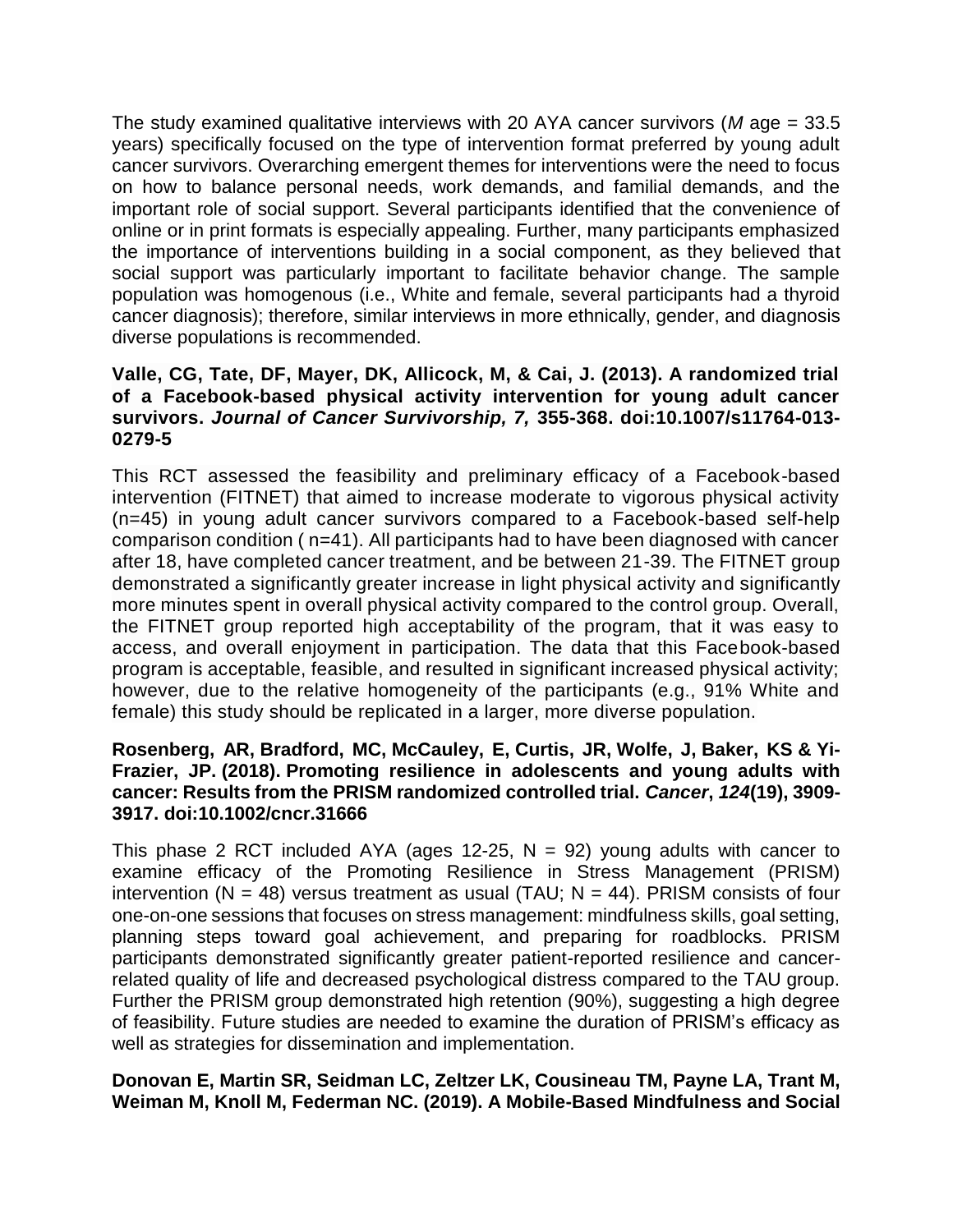The study examined qualitative interviews with 20 AYA cancer survivors (*M* age = 33.5 years) specifically focused on the type of intervention format preferred by young adult cancer survivors. Overarching emergent themes for interventions were the need to focus on how to balance personal needs, work demands, and familial demands, and the important role of social support. Several participants identified that the convenience of online or in print formats is especially appealing. Further, many participants emphasized the importance of interventions building in a social component, as they believed that social support was particularly important to facilitate behavior change. The sample population was homogenous (i.e., White and female, several participants had a thyroid cancer diagnosis); therefore, similar interviews in more ethnically, gender, and diagnosis diverse populations is recommended.

**Valle, CG, Tate, DF, Mayer, DK, Allicock, M, & Cai, J. (2013). A randomized trial of a Facebook-based physical activity intervention for young adult cancer survivors. *Journal of Cancer Survivorship, 7,* 355-368. doi:10.1007/s11764-013-0279-5**

This RCT assessed the feasibility and preliminary efficacy of a Facebook-based intervention (FITNET) that aimed to increase moderate to vigorous physical activity (n=45) in young adult cancer survivors compared to a Facebook-based self-help comparison condition ( n=41). All participants had to have been diagnosed with cancer after 18, have completed cancer treatment, and be between 21-39. The FITNET group demonstrated a significantly greater increase in light physical activity and significantly more minutes spent in overall physical activity compared to the control group. Overall, the FITNET group reported high acceptability of the program, that it was easy to access, and overall enjoyment in participation. The data that this Facebook-based program is acceptable, feasible, and resulted in significant increased physical activity; however, due to the relative homogeneity of the participants (e.g., 91% White and female) this study should be replicated in a larger, more diverse population.

**Rosenberg, AR, Bradford, MC, McCauley, E, Curtis, JR, Wolfe, J, Baker, KS & Yi-Frazier, JP. (2018). Promoting resilience in adolescents and young adults with cancer: Results from the PRISM randomized controlled trial. *Cancer*, *124*(19), 3909-3917. doi:10.1002/cncr.31666**

This phase 2 RCT included AYA (ages 12-25, N = 92) young adults with cancer to examine efficacy of the Promoting Resilience in Stress Management (PRISM) intervention (N = 48) versus treatment as usual (TAU; N = 44). PRISM consists of four one-on-one sessions that focuses on stress management: mindfulness skills, goal setting, planning steps toward goal achievement, and preparing for roadblocks. PRISM participants demonstrated significantly greater patient-reported resilience and cancer-related quality of life and decreased psychological distress compared to the TAU group. Further the PRISM group demonstrated high retention (90%), suggesting a high degree of feasibility. Future studies are needed to examine the duration of PRISM's efficacy as well as strategies for dissemination and implementation.

**Donovan E, Martin SR, Seidman LC, Zeltzer LK, Cousineau TM, Payne LA, Trant M, Weiman M, Knoll M, Federman NC. (2019). A Mobile-Based Mindfulness and Social**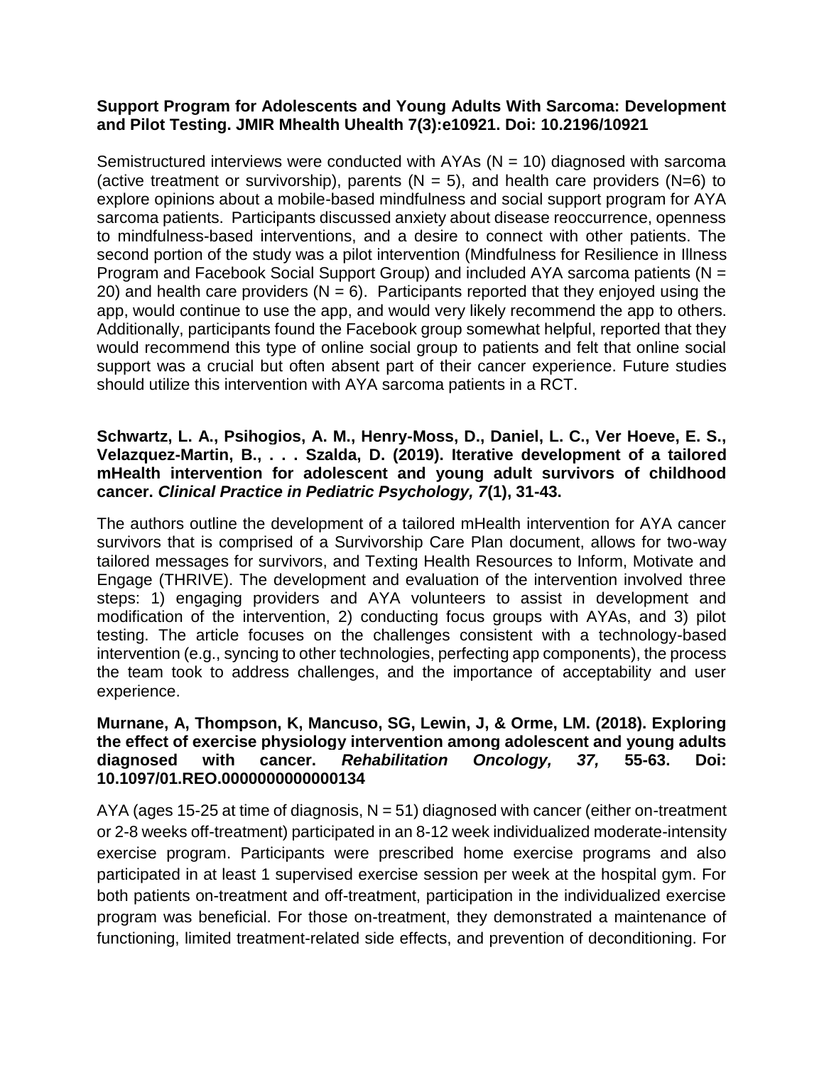**Support Program for Adolescents and Young Adults With Sarcoma: Development and Pilot Testing. JMIR Mhealth Uhealth 7(3):e10921. Doi: 10.2196/10921**

Semistructured interviews were conducted with AYAs (N = 10) diagnosed with sarcoma (active treatment or survivorship), parents (N = 5), and health care providers (N=6) to explore opinions about a mobile-based mindfulness and social support program for AYA sarcoma patients. Participants discussed anxiety about disease reoccurrence, openness to mindfulness-based interventions, and a desire to connect with other patients. The second portion of the study was a pilot intervention (Mindfulness for Resilience in Illness Program and Facebook Social Support Group) and included AYA sarcoma patients (N = 20) and health care providers (N = 6). Participants reported that they enjoyed using the app, would continue to use the app, and would very likely recommend the app to others. Additionally, participants found the Facebook group somewhat helpful, reported that they would recommend this type of online social group to patients and felt that online social support was a crucial but often absent part of their cancer experience. Future studies should utilize this intervention with AYA sarcoma patients in a RCT.

**Schwartz, L. A., Psihogios, A. M., Henry-Moss, D., Daniel, L. C., Ver Hoeve, E. S., Velazquez-Martin, B., . . . Szalda, D. (2019). Iterative development of a tailored mHealth intervention for adolescent and young adult survivors of childhood cancer. *Clinical Practice in Pediatric Psychology, 7*(1), 31-43.**

The authors outline the development of a tailored mHealth intervention for AYA cancer survivors that is comprised of a Survivorship Care Plan document, allows for two-way tailored messages for survivors, and Texting Health Resources to Inform, Motivate and Engage (THRIVE). The development and evaluation of the intervention involved three steps: 1) engaging providers and AYA volunteers to assist in development and modification of the intervention, 2) conducting focus groups with AYAs, and 3) pilot testing. The article focuses on the challenges consistent with a technology-based intervention (e.g., syncing to other technologies, perfecting app components), the process the team took to address challenges, and the importance of acceptability and user experience.

**Murnane, A, Thompson, K, Mancuso, SG, Lewin, J, & Orme, LM. (2018). Exploring the effect of exercise physiology intervention among adolescent and young adults diagnosed with cancer. *Rehabilitation Oncology, 37,* 55-63. Doi: 10.1097/01.REO.0000000000000134**

AYA (ages 15-25 at time of diagnosis, N = 51) diagnosed with cancer (either on-treatment or 2-8 weeks off-treatment) participated in an 8-12 week individualized moderate-intensity exercise program. Participants were prescribed home exercise programs and also participated in at least 1 supervised exercise session per week at the hospital gym. For both patients on-treatment and off-treatment, participation in the individualized exercise program was beneficial. For those on-treatment, they demonstrated a maintenance of functioning, limited treatment-related side effects, and prevention of deconditioning. For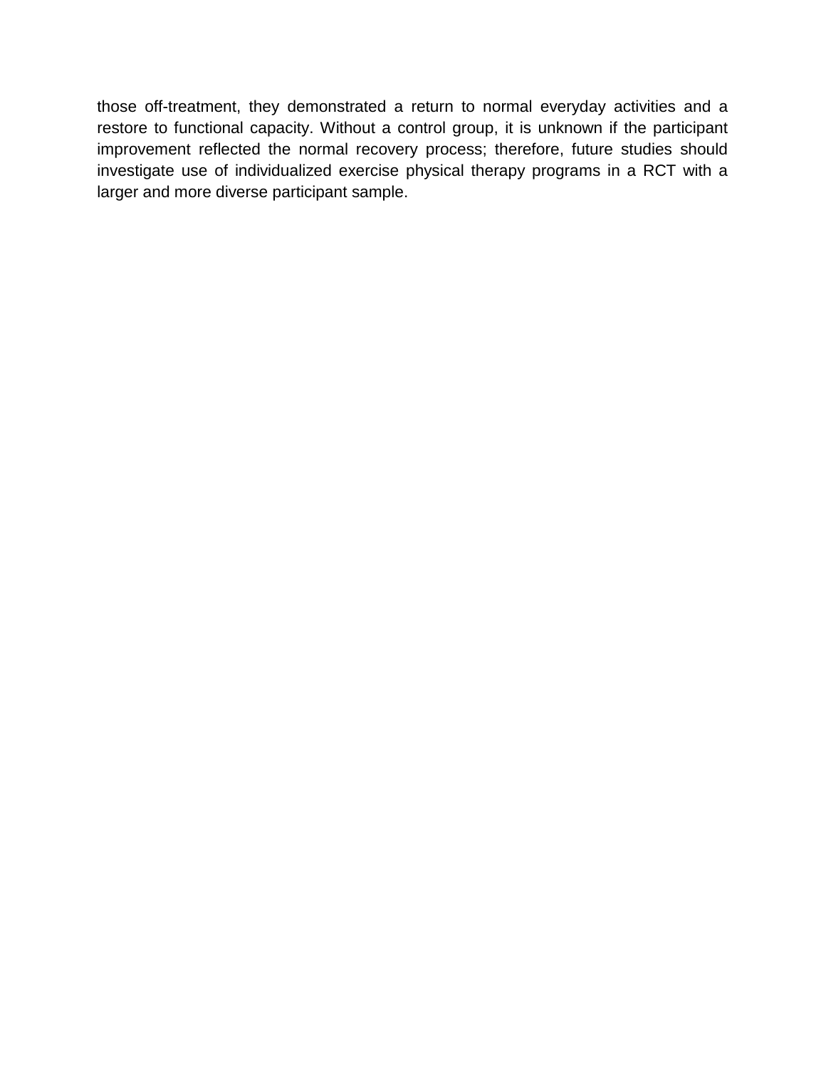those off-treatment, they demonstrated a return to normal everyday activities and a restore to functional capacity. Without a control group, it is unknown if the participant improvement reflected the normal recovery process; therefore, future studies should investigate use of individualized exercise physical therapy programs in a RCT with a larger and more diverse participant sample.